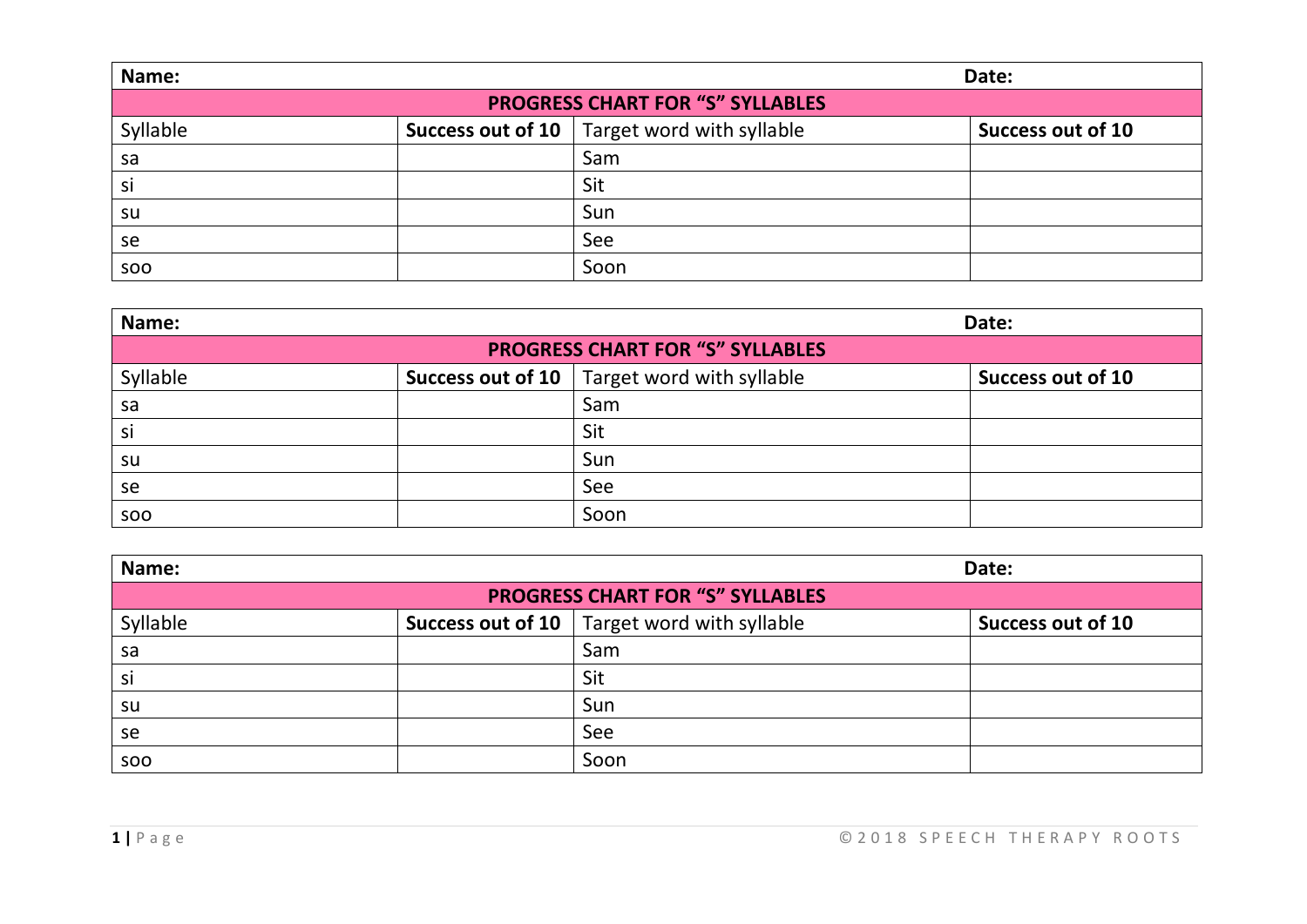| **Name:** | | | **Date:** |
|---|---|---|---|
| **PROGRESS CHART FOR "S" SYLLABLES** | | | |
| Syllable | **Success out of 10** | Target word with syllable | **Success out of 10** |
| sa | | Sam | |
| si | | Sit | |
| su | | Sun | |
| se | | See | |
| soo | | Soon | |

| **Name:** | | | **Date:** |
|---|---|---|---|
| **PROGRESS CHART FOR "S" SYLLABLES** | | | |
| Syllable | **Success out of 10** | Target word with syllable | **Success out of 10** |
| sa | | Sam | |
| si | | Sit | |
| su | | Sun | |
| se | | See | |
| soo | | Soon | |

| **Name:** | | | **Date:** |
|---|---|---|---|
| **PROGRESS CHART FOR "S" SYLLABLES** | | | |
| Syllable | **Success out of 10** | Target word with syllable | **Success out of 10** |
| sa | | Sam | |
| si | | Sit | |
| su | | Sun | |
| se | | See | |
| soo | | Soon | |

©2018 SPEECH THERAPY ROOTS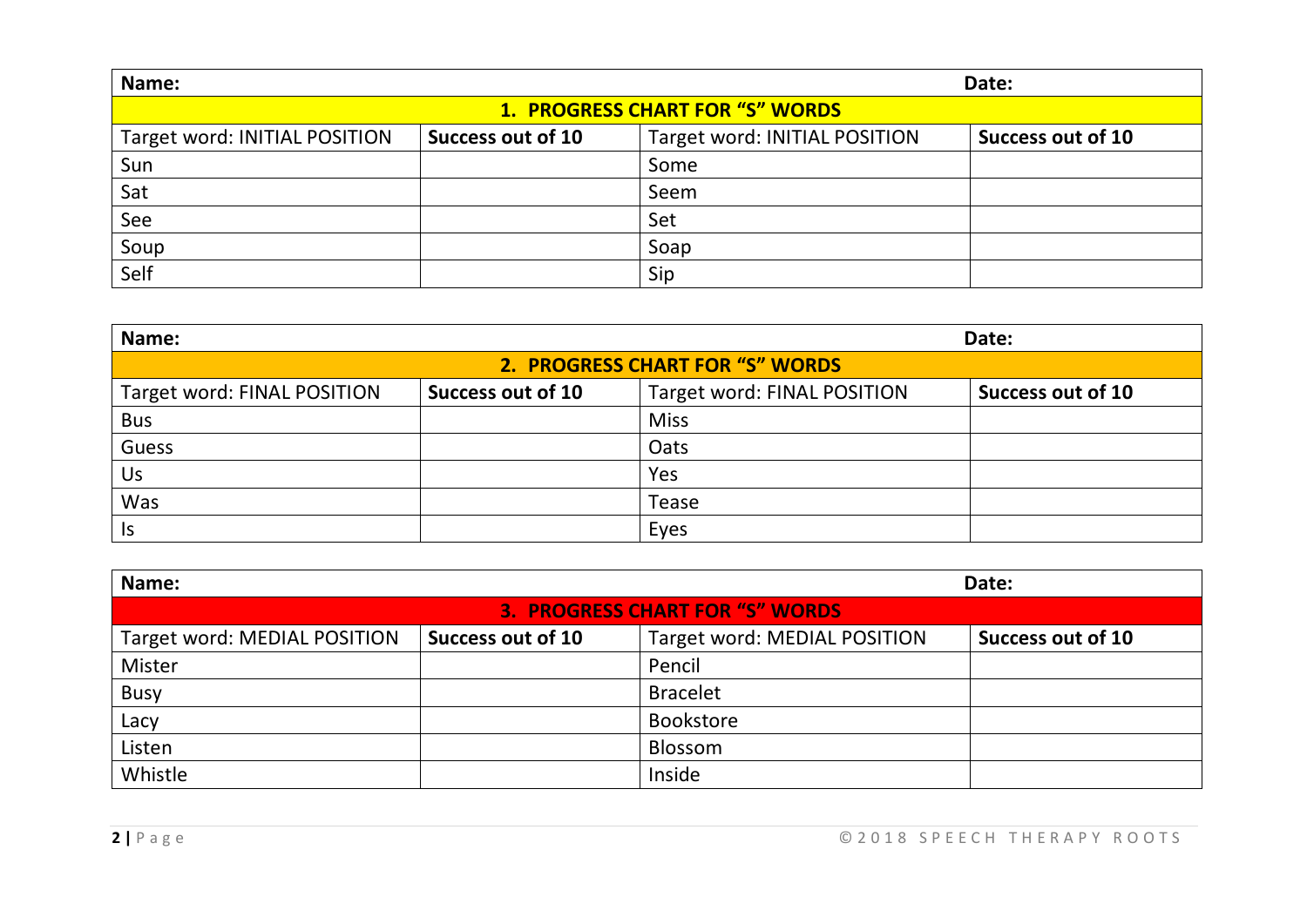| **Name:** | | | **Date:** |
|---|---|---|---|
| **1. PROGRESS CHART FOR "S" WORDS** | | | |
| Target word: INITIAL POSITION | **Success out of 10** | Target word: INITIAL POSITION | **Success out of 10** |
| Sun | | Some | |
| Sat | | Seem | |
| See | | Set | |
| Soup | | Soap | |
| Self | | Sip | |

| **Name:** | | | **Date:** |
|---|---|---|---|
| **2. PROGRESS CHART FOR "S" WORDS** | | | |
| Target word: FINAL POSITION | **Success out of 10** | Target word: FINAL POSITION | **Success out of 10** |
| Bus | | Miss | |
| Guess | | Oats | |
| Us | | Yes | |
| Was | | Tease | |
| Is | | Eyes | |

| **Name:** | | | **Date:** |
|---|---|---|---|
| **3. PROGRESS CHART FOR "S" WORDS** | | | |
| Target word: MEDIAL POSITION | **Success out of 10** | Target word: MEDIAL POSITION | **Success out of 10** |
| Mister | | Pencil | |
| Busy | | Bracelet | |
| Lacy | | Bookstore | |
| Listen | | Blossom | |
| Whistle | | Inside | |

©2018 SPEECH THERAPY ROOTS